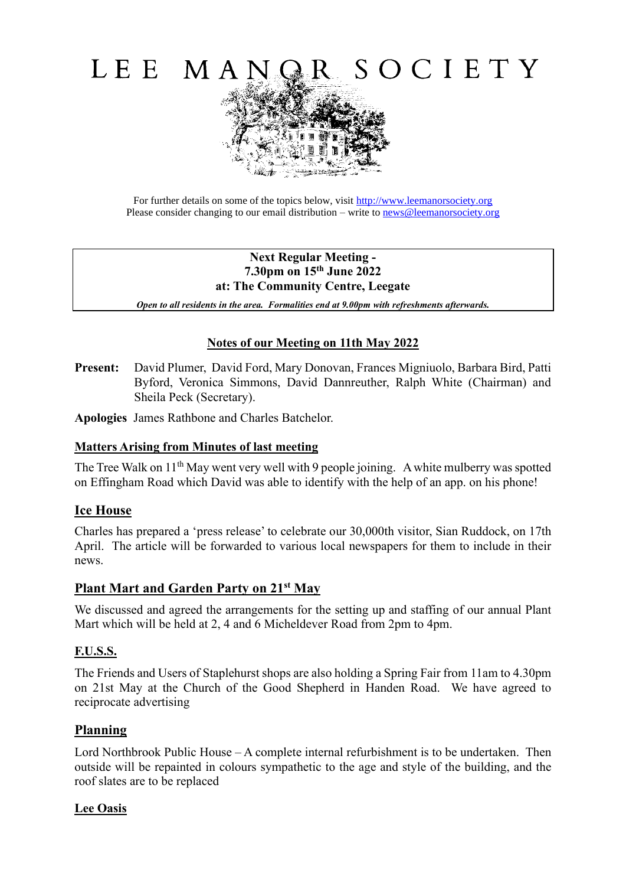# LEE MANOR SOCIETY

For further details on some of the topics below, visit http://www.leemanorsociety.org
Please consider changing to our email distribution – write to news@leemanorsociety.org

**Next Regular Meeting -**
**7.30pm on 15th June 2022**
**at: The Community Centre, Leegate**

***Open to all residents in the area. Formalities end at 9.00pm with refreshments afterwards.***

## Notes of our Meeting on 11th May 2022

**Present:** David Plumer, David Ford, Mary Donovan, Frances Migniuolo, Barbara Bird, Patti Byford, Veronica Simmons, David Dannreuther, Ralph White (Chairman) and Sheila Peck (Secretary).

**Apologies** James Rathbone and Charles Batchelor.

### Matters Arising from Minutes of last meeting

The Tree Walk on 11th May went very well with 9 people joining. A white mulberry was spotted on Effingham Road which David was able to identify with the help of an app. on his phone!

### Ice House

Charles has prepared a 'press release' to celebrate our 30,000th visitor, Sian Ruddock, on 17th April. The article will be forwarded to various local newspapers for them to include in their news.

### Plant Mart and Garden Party on 21st May

We discussed and agreed the arrangements for the setting up and staffing of our annual Plant Mart which will be held at 2, 4 and 6 Micheldever Road from 2pm to 4pm.

### F.U.S.S.

The Friends and Users of Staplehurst shops are also holding a Spring Fair from 11am to 4.30pm on 21st May at the Church of the Good Shepherd in Handen Road. We have agreed to reciprocate advertising

### Planning

Lord Northbrook Public House – A complete internal refurbishment is to be undertaken. Then outside will be repainted in colours sympathetic to the age and style of the building, and the roof slates are to be replaced

### Lee Oasis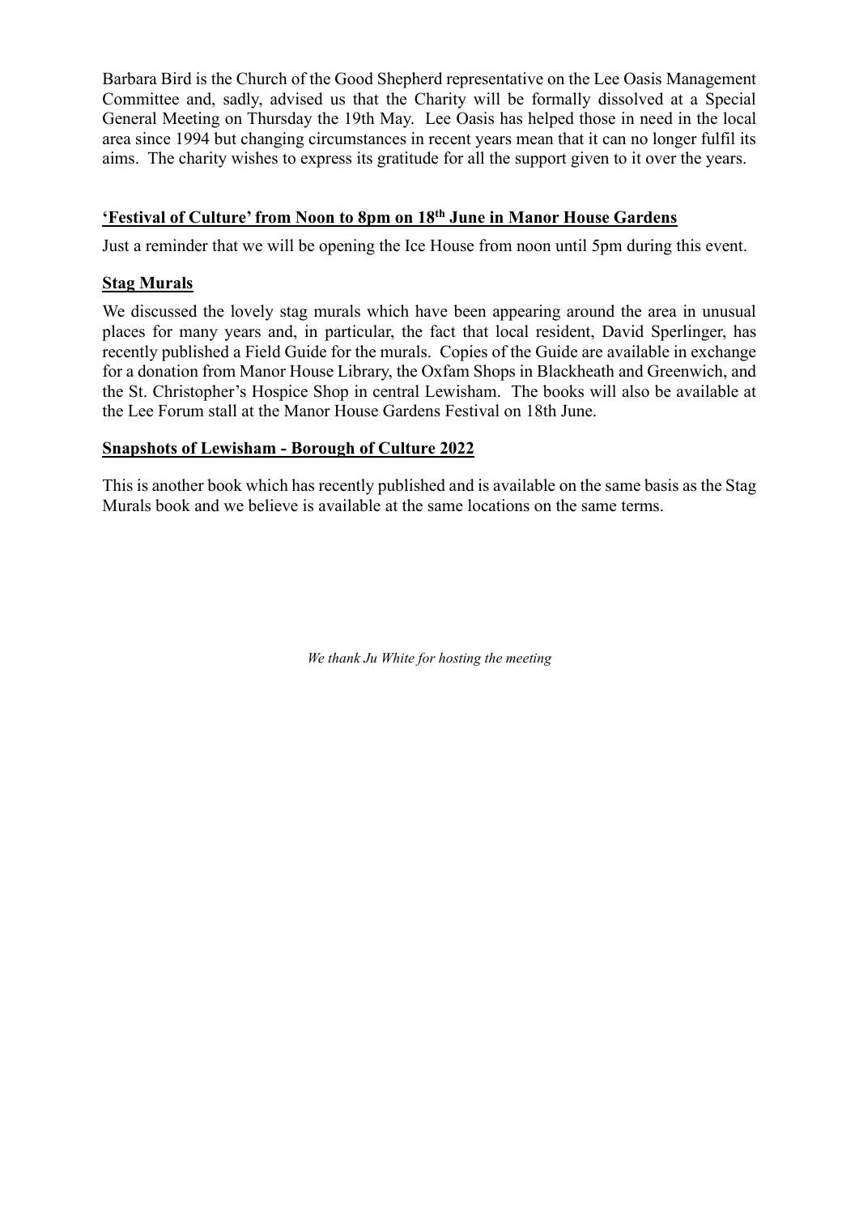Barbara Bird is the Church of the Good Shepherd representative on the Lee Oasis Management Committee and, sadly, advised us that the Charity will be formally dissolved at a Special General Meeting on Thursday the 19th May. Lee Oasis has helped those in need in the local area since 1994 but changing circumstances in recent years mean that it can no longer fulfil its aims. The charity wishes to express its gratitude for all the support given to it over the years.

**'Festival of Culture' from Noon to 8pm on 18th June in Manor House Gardens**

Just a reminder that we will be opening the Ice House from noon until 5pm during this event.

**Stag Murals**

We discussed the lovely stag murals which have been appearing around the area in unusual places for many years and, in particular, the fact that local resident, David Sperlinger, has recently published a Field Guide for the murals. Copies of the Guide are available in exchange for a donation from Manor House Library, the Oxfam Shops in Blackheath and Greenwich, and the St. Christopher's Hospice Shop in central Lewisham. The books will also be available at the Lee Forum stall at the Manor House Gardens Festival on 18th June.

**Snapshots of Lewisham - Borough of Culture 2022**

This is another book which has recently published and is available on the same basis as the Stag Murals book and we believe is available at the same locations on the same terms.

*We thank Ju White for hosting the meeting*